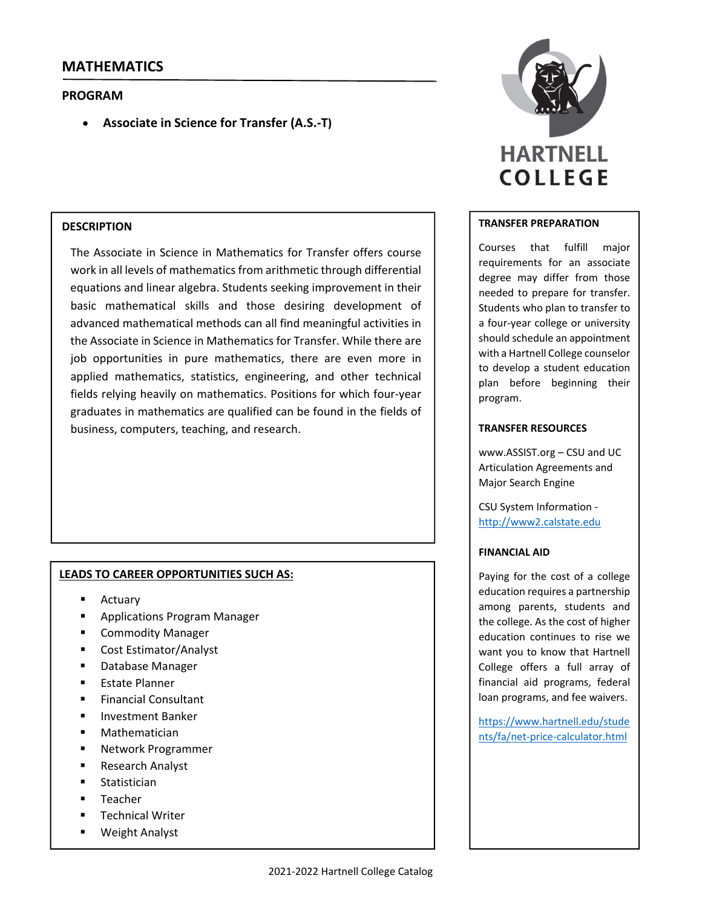# MATHEMATICS

## PROGRAM

- **Associate in Science for Transfer (A.S.-T)**

HARTNELL COLLEGE

### DESCRIPTION

The Associate in Science in Mathematics for Transfer offers course work in all levels of mathematics from arithmetic through differential equations and linear algebra. Students seeking improvement in their basic mathematical skills and those desiring development of advanced mathematical methods can all find meaningful activities in the Associate in Science in Mathematics for Transfer. While there are job opportunities in pure mathematics, there are even more in applied mathematics, statistics, engineering, and other technical fields relying heavily on mathematics. Positions for which four-year graduates in mathematics are qualified can be found in the fields of business, computers, teaching, and research.

### LEADS TO CAREER OPPORTUNITIES SUCH AS:

- Actuary
- Applications Program Manager
- Commodity Manager
- Cost Estimator/Analyst
- Database Manager
- Estate Planner
- Financial Consultant
- Investment Banker
- Mathematician
- Network Programmer
- Research Analyst
- Statistician
- Teacher
- Technical Writer
- Weight Analyst

### TRANSFER PREPARATION

Courses that fulfill major requirements for an associate degree may differ from those needed to prepare for transfer. Students who plan to transfer to a four-year college or university should schedule an appointment with a Hartnell College counselor to develop a student education plan before beginning their program.

### TRANSFER RESOURCES

www.ASSIST.org – CSU and UC Articulation Agreements and Major Search Engine

CSU System Information - http://www2.calstate.edu

### FINANCIAL AID

Paying for the cost of a college education requires a partnership among parents, students and the college. As the cost of higher education continues to rise we want you to know that Hartnell College offers a full array of financial aid programs, federal loan programs, and fee waivers.

https://www.hartnell.edu/students/fa/net-price-calculator.html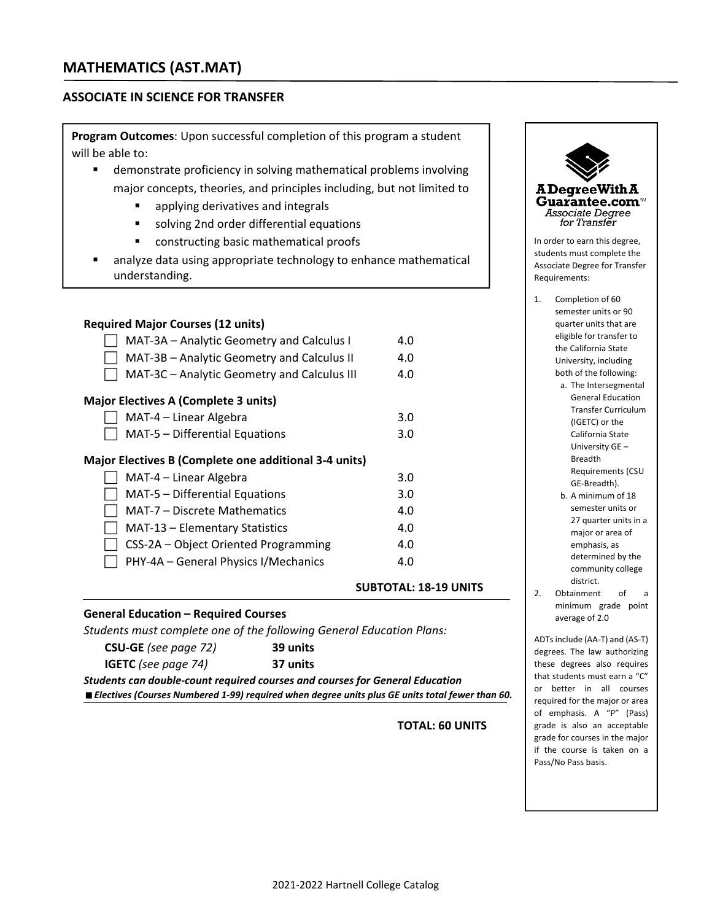# MATHEMATICS (AST.MAT)

## ASSOCIATE IN SCIENCE FOR TRANSFER

**Program Outcomes**: Upon successful completion of this program a student will be able to:

- demonstrate proficiency in solving mathematical problems involving major concepts, theories, and principles including, but not limited to
  - applying derivatives and integrals
  - solving 2nd order differential equations
  - constructing basic mathematical proofs
- analyze data using appropriate technology to enhance mathematical understanding.

**Required Major Courses (12 units)**

| | |
|---|---|
| ☐ MAT-3A – Analytic Geometry and Calculus I | 4.0 |
| ☐ MAT-3B – Analytic Geometry and Calculus II | 4.0 |
| ☐ MAT-3C – Analytic Geometry and Calculus III | 4.0 |

**Major Electives A (Complete 3 units)**

| | |
|---|---|
| ☐ MAT-4 – Linear Algebra | 3.0 |
| ☐ MAT-5 – Differential Equations | 3.0 |

**Major Electives B (Complete one additional 3-4 units)**

| | |
|---|---|
| ☐ MAT-4 – Linear Algebra | 3.0 |
| ☐ MAT-5 – Differential Equations | 3.0 |
| ☐ MAT-7 – Discrete Mathematics | 4.0 |
| ☐ MAT-13 – Elementary Statistics | 4.0 |
| ☐ CSS-2A – Object Oriented Programming | 4.0 |
| ☐ PHY-4A – General Physics I/Mechanics | 4.0 |

**SUBTOTAL: 18-19 UNITS**

**General Education – Required Courses**

*Students must complete one of the following General Education Plans:*

**CSU-GE** *(see page 72)* **39 units**

**IGETC** *(see page 74)* **37 units**

***Students can double-count required courses and courses for General Education***

■ ***Electives (Courses Numbered 1-99) required when degree units plus GE units total fewer than 60.***

**TOTAL: 60 UNITS**

---

**A Degree With A Guarantee.com**
*Associate Degree for Transfer*

In order to earn this degree, students must complete the Associate Degree for Transfer Requirements:

1. Completion of 60 semester units or 90 quarter units that are eligible for transfer to the California State University, including both of the following:
   a. The Intersegmental General Education Transfer Curriculum (IGETC) or the California State University GE – Breadth Requirements (CSU GE-Breadth).
   b. A minimum of 18 semester units or 27 quarter units in a major or area of emphasis, as determined by the community college district.
2. Obtainment of a minimum grade point average of 2.0

ADTs include (AA-T) and (AS-T) degrees. The law authorizing these degrees also requires that students must earn a "C" or better in all courses required for the major or area of emphasis. A "P" (Pass) grade is also an acceptable grade for courses in the major if the course is taken on a Pass/No Pass basis.